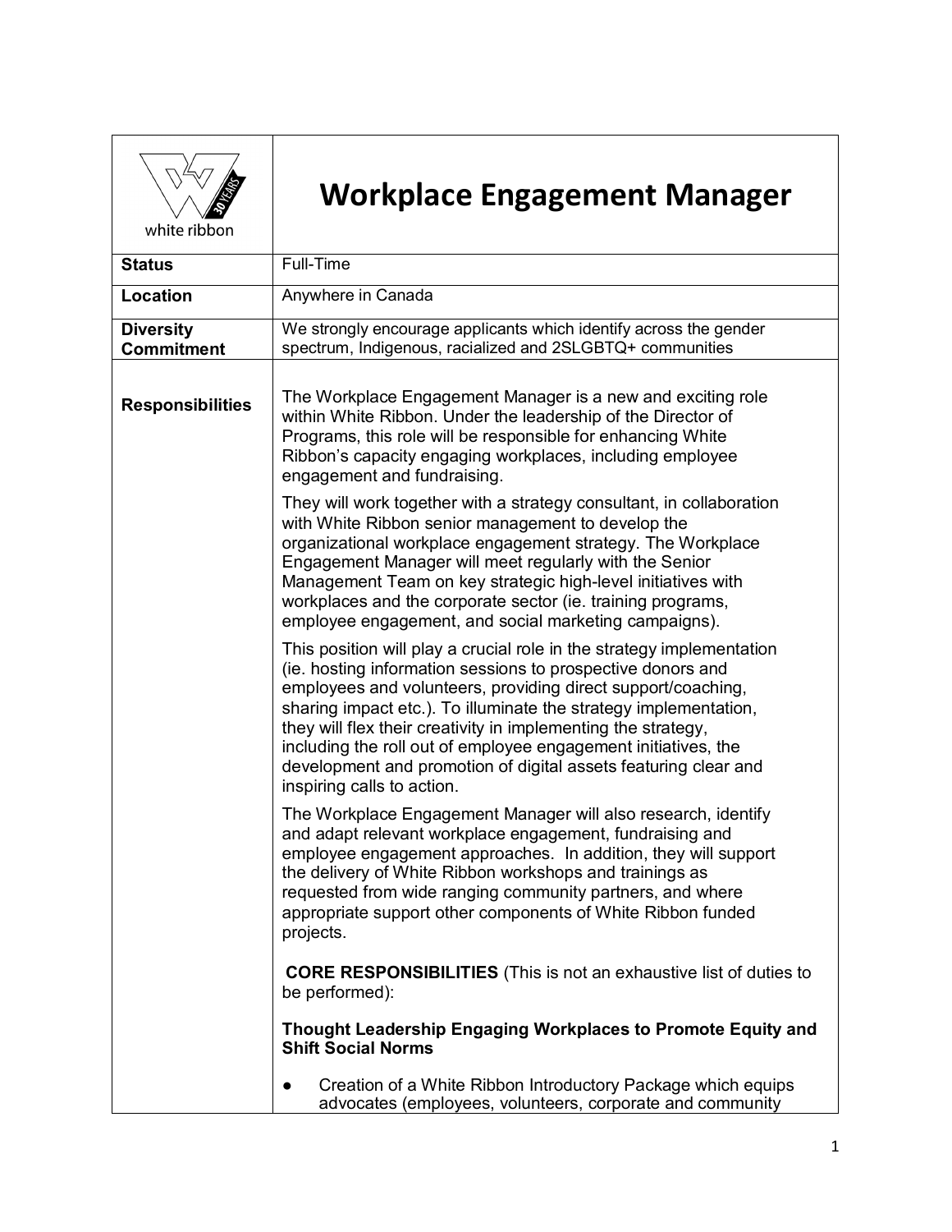# Workplace Engagement Manager

white ribbon

| | |
|---|---|
| **Status** | Full-Time |
| **Location** | Anywhere in Canada |
| **Diversity Commitment** | We strongly encourage applicants which identify across the gender spectrum, Indigenous, racialized and 2SLGBTQ+ communities |

**Responsibilities**

The Workplace Engagement Manager is a new and exciting role within White Ribbon. Under the leadership of the Director of Programs, this role will be responsible for enhancing White Ribbon's capacity engaging workplaces, including employee engagement and fundraising.

They will work together with a strategy consultant, in collaboration with White Ribbon senior management to develop the organizational workplace engagement strategy. The Workplace Engagement Manager will meet regularly with the Senior Management Team on key strategic high-level initiatives with workplaces and the corporate sector (ie. training programs, employee engagement, and social marketing campaigns).

This position will play a crucial role in the strategy implementation (ie. hosting information sessions to prospective donors and employees and volunteers, providing direct support/coaching, sharing impact etc.). To illuminate the strategy implementation, they will flex their creativity in implementing the strategy, including the roll out of employee engagement initiatives, the development and promotion of digital assets featuring clear and inspiring calls to action.

The Workplace Engagement Manager will also research, identify and adapt relevant workplace engagement, fundraising and employee engagement approaches. In addition, they will support the delivery of White Ribbon workshops and trainings as requested from wide ranging community partners, and where appropriate support other components of White Ribbon funded projects.

**CORE RESPONSIBILITIES** (This is not an exhaustive list of duties to be performed):

**Thought Leadership Engaging Workplaces to Promote Equity and Shift Social Norms**

- Creation of a White Ribbon Introductory Package which equips advocates (employees, volunteers, corporate and community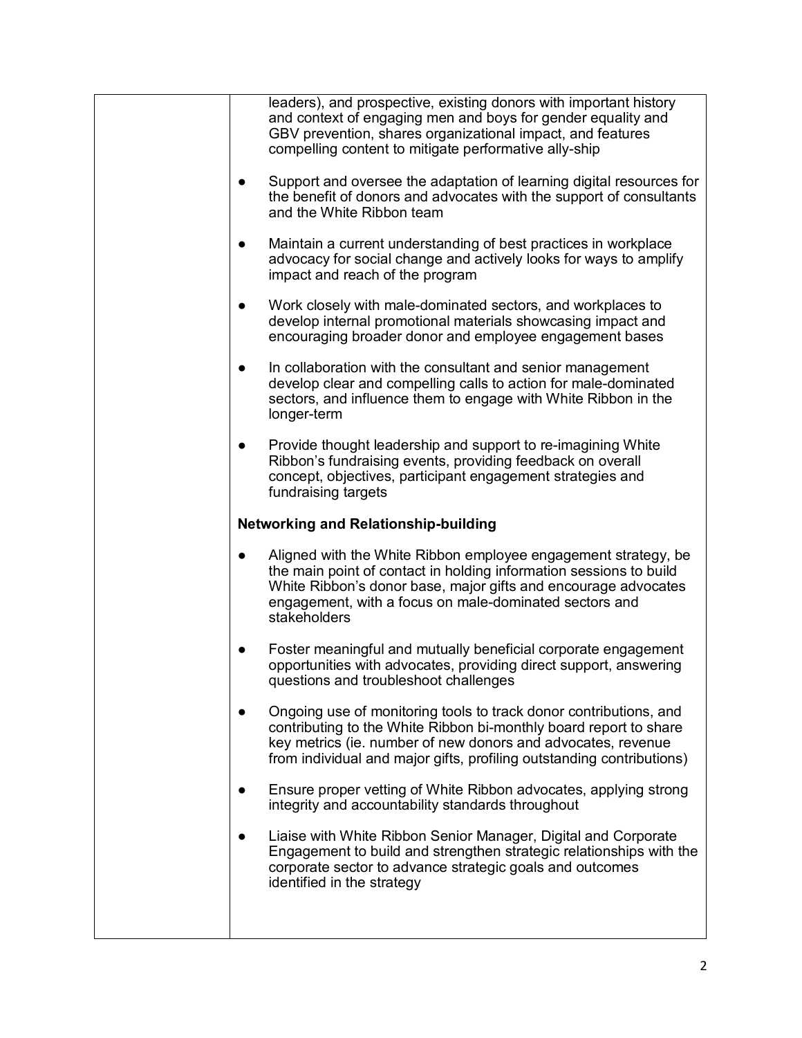| | leaders), and prospective, existing donors with important history and context of engaging men and boys for gender equality and GBV prevention, shares organizational impact, and features compelling content to mitigate performative ally-ship<br><br>● Support and oversee the adaptation of learning digital resources for the benefit of donors and advocates with the support of consultants and the White Ribbon team<br><br>● Maintain a current understanding of best practices in workplace advocacy for social change and actively looks for ways to amplify impact and reach of the program<br><br>● Work closely with male-dominated sectors, and workplaces to develop internal promotional materials showcasing impact and encouraging broader donor and employee engagement bases<br><br>● In collaboration with the consultant and senior management develop clear and compelling calls to action for male-dominated sectors, and influence them to engage with White Ribbon in the longer-term<br><br>● Provide thought leadership and support to re-imagining White Ribbon's fundraising events, providing feedback on overall concept, objectives, participant engagement strategies and fundraising targets<br><br>**Networking and Relationship-building**<br><br>● Aligned with the White Ribbon employee engagement strategy, be the main point of contact in holding information sessions to build White Ribbon's donor base, major gifts and encourage advocates engagement, with a focus on male-dominated sectors and stakeholders<br><br>● Foster meaningful and mutually beneficial corporate engagement opportunities with advocates, providing direct support, answering questions and troubleshoot challenges<br><br>● Ongoing use of monitoring tools to track donor contributions, and contributing to the White Ribbon bi-monthly board report to share key metrics (ie. number of new donors and advocates, revenue from individual and major gifts, profiling outstanding contributions)<br><br>● Ensure proper vetting of White Ribbon advocates, applying strong integrity and accountability standards throughout<br><br>● Liaise with White Ribbon Senior Manager, Digital and Corporate Engagement to build and strengthen strategic relationships with the corporate sector to advance strategic goals and outcomes identified in the strategy |
|---|---|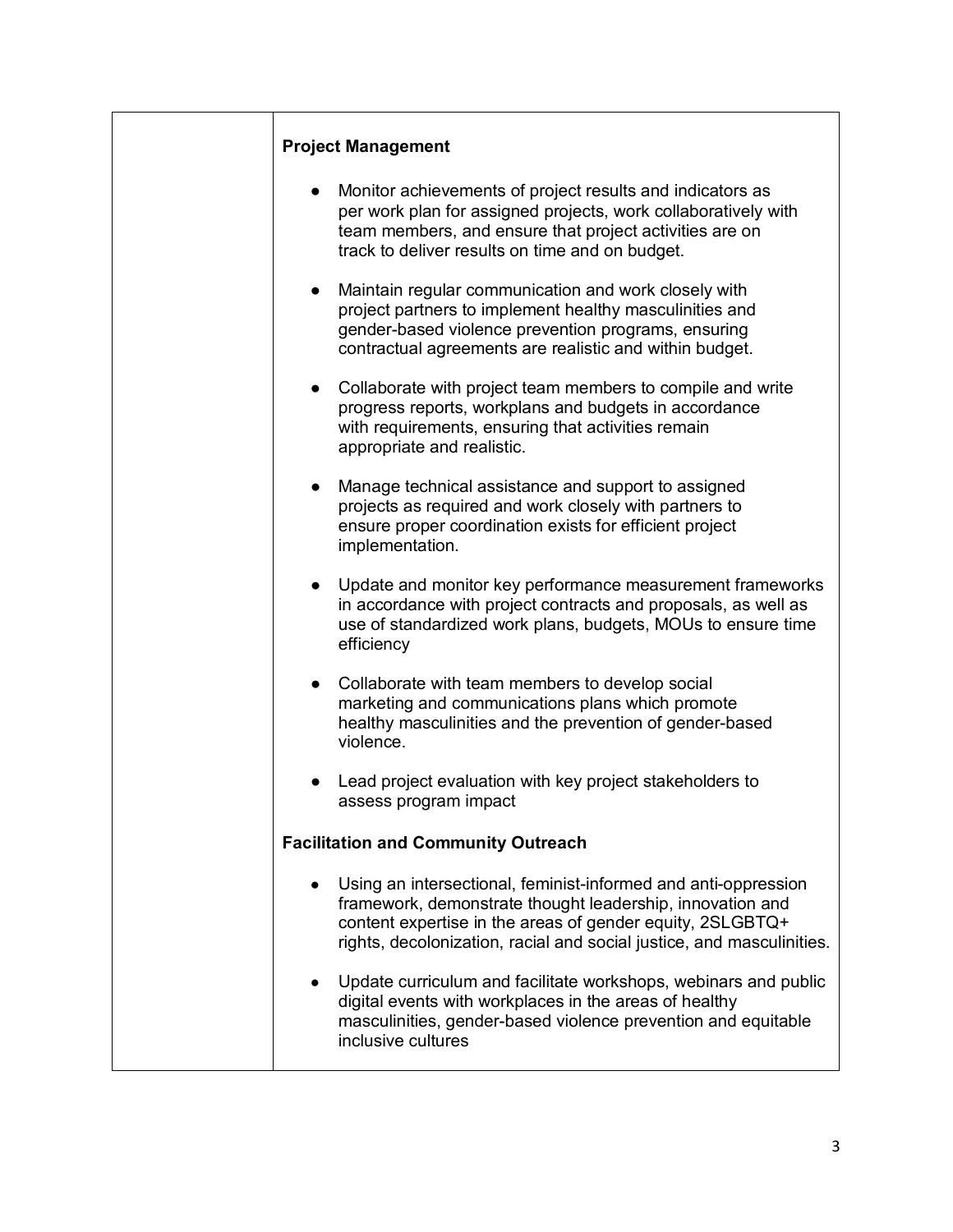**Project Management**

- Monitor achievements of project results and indicators as per work plan for assigned projects, work collaboratively with team members, and ensure that project activities are on track to deliver results on time and on budget.
- Maintain regular communication and work closely with project partners to implement healthy masculinities and gender-based violence prevention programs, ensuring contractual agreements are realistic and within budget.
- Collaborate with project team members to compile and write progress reports, workplans and budgets in accordance with requirements, ensuring that activities remain appropriate and realistic.
- Manage technical assistance and support to assigned projects as required and work closely with partners to ensure proper coordination exists for efficient project implementation.
- Update and monitor key performance measurement frameworks in accordance with project contracts and proposals, as well as use of standardized work plans, budgets, MOUs to ensure time efficiency
- Collaborate with team members to develop social marketing and communications plans which promote healthy masculinities and the prevention of gender-based violence.
- Lead project evaluation with key project stakeholders to assess program impact

**Facilitation and Community Outreach**

- Using an intersectional, feminist-informed and anti-oppression framework, demonstrate thought leadership, innovation and content expertise in the areas of gender equity, 2SLGBTQ+ rights, decolonization, racial and social justice, and masculinities.
- Update curriculum and facilitate workshops, webinars and public digital events with workplaces in the areas of healthy masculinities, gender-based violence prevention and equitable inclusive cultures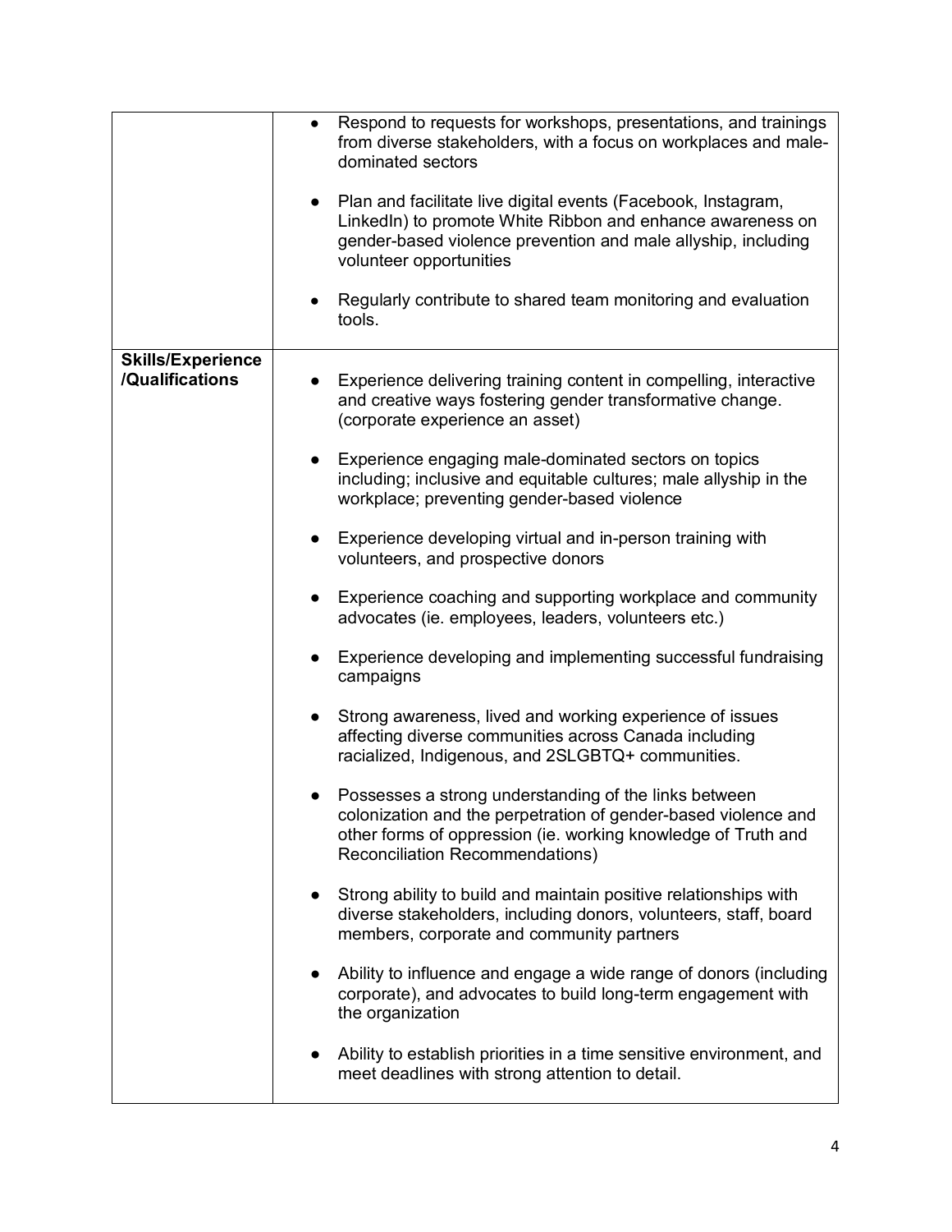| | |
|---|---|
| | <ul><li>Respond to requests for workshops, presentations, and trainings from diverse stakeholders, with a focus on workplaces and male-dominated sectors</li><li>Plan and facilitate live digital events (Facebook, Instagram, LinkedIn) to promote White Ribbon and enhance awareness on gender-based violence prevention and male allyship, including volunteer opportunities</li><li>Regularly contribute to shared team monitoring and evaluation tools.</li></ul> |
| **Skills/Experience /Qualifications** | <ul><li>Experience delivering training content in compelling, interactive and creative ways fostering gender transformative change. (corporate experience an asset)</li><li>Experience engaging male-dominated sectors on topics including; inclusive and equitable cultures; male allyship in the workplace; preventing gender-based violence</li><li>Experience developing virtual and in-person training with volunteers, and prospective donors</li><li>Experience coaching and supporting workplace and community advocates (ie. employees, leaders, volunteers etc.)</li><li>Experience developing and implementing successful fundraising campaigns</li><li>Strong awareness, lived and working experience of issues affecting diverse communities across Canada including racialized, Indigenous, and 2SLGBTQ+ communities.</li><li>Possesses a strong understanding of the links between colonization and the perpetration of gender-based violence and other forms of oppression (ie. working knowledge of Truth and Reconciliation Recommendations)</li><li>Strong ability to build and maintain positive relationships with diverse stakeholders, including donors, volunteers, staff, board members, corporate and community partners</li><li>Ability to influence and engage a wide range of donors (including corporate), and advocates to build long-term engagement with the organization</li><li>Ability to establish priorities in a time sensitive environment, and meet deadlines with strong attention to detail.</li></ul> |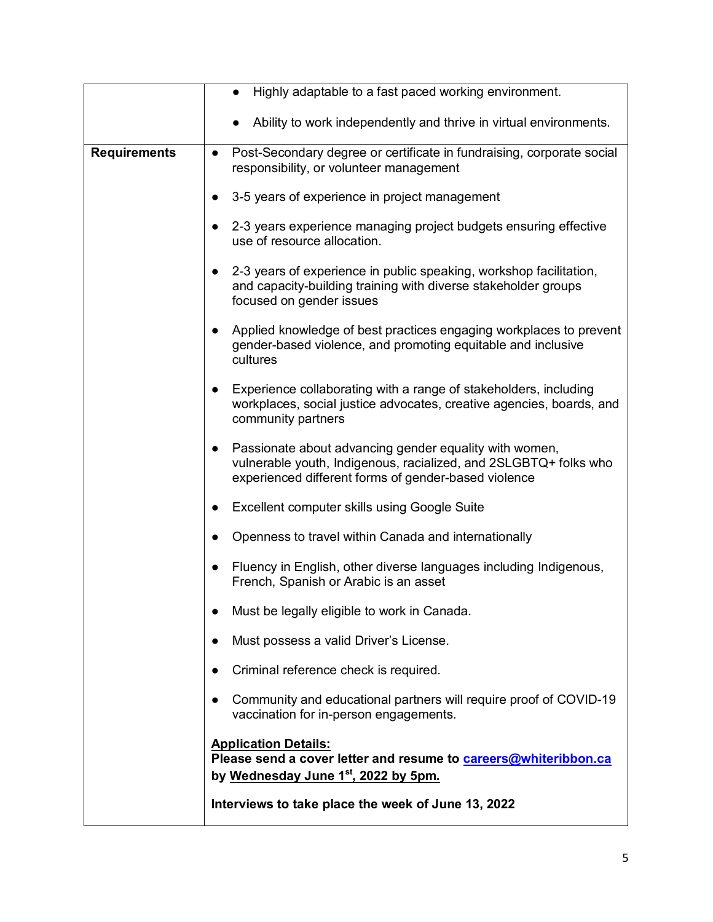| | |
|---|---|
| | • Highly adaptable to a fast paced working environment.<br><br>• Ability to work independently and thrive in virtual environments. |
| **Requirements** | • Post-Secondary degree or certificate in fundraising, corporate social responsibility, or volunteer management<br><br>• 3-5 years of experience in project management<br><br>• 2-3 years experience managing project budgets ensuring effective use of resource allocation.<br><br>• 2-3 years of experience in public speaking, workshop facilitation, and capacity-building training with diverse stakeholder groups focused on gender issues<br><br>• Applied knowledge of best practices engaging workplaces to prevent gender-based violence, and promoting equitable and inclusive cultures<br><br>• Experience collaborating with a range of stakeholders, including workplaces, social justice advocates, creative agencies, boards, and community partners<br><br>• Passionate about advancing gender equality with women, vulnerable youth, Indigenous, racialized, and 2SLGBTQ+ folks who experienced different forms of gender-based violence<br><br>• Excellent computer skills using Google Suite<br><br>• Openness to travel within Canada and internationally<br><br>• Fluency in English, other diverse languages including Indigenous, French, Spanish or Arabic is an asset<br><br>• Must be legally eligible to work in Canada.<br><br>• Must possess a valid Driver's License.<br><br>• Criminal reference check is required.<br><br>• Community and educational partners will require proof of COVID-19 vaccination for in-person engagements.<br><br>**Application Details:**<br>**Please send a cover letter and resume to careers@whiteribbon.ca by Wednesday June 1st, 2022 by 5pm.**<br><br>**Interviews to take place the week of June 13, 2022** |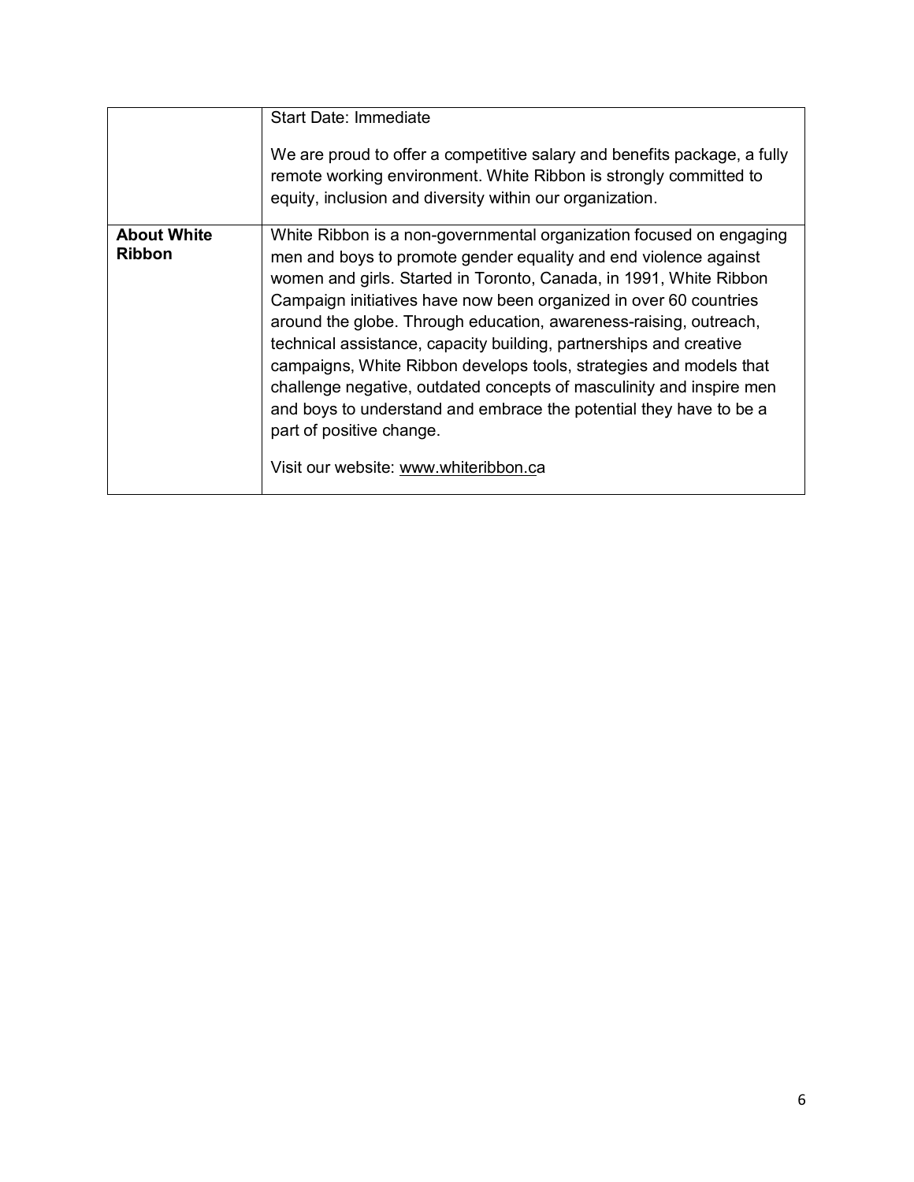| | |
|---|---|
| | Start Date: Immediate<br><br>We are proud to offer a competitive salary and benefits package, a fully remote working environment. White Ribbon is strongly committed to equity, inclusion and diversity within our organization. |
| **About White Ribbon** | White Ribbon is a non-governmental organization focused on engaging men and boys to promote gender equality and end violence against women and girls. Started in Toronto, Canada, in 1991, White Ribbon Campaign initiatives have now been organized in over 60 countries around the globe. Through education, awareness-raising, outreach, technical assistance, capacity building, partnerships and creative campaigns, White Ribbon develops tools, strategies and models that challenge negative, outdated concepts of masculinity and inspire men and boys to understand and embrace the potential they have to be a part of positive change.<br><br>Visit our website: www.whiteribbon.ca |